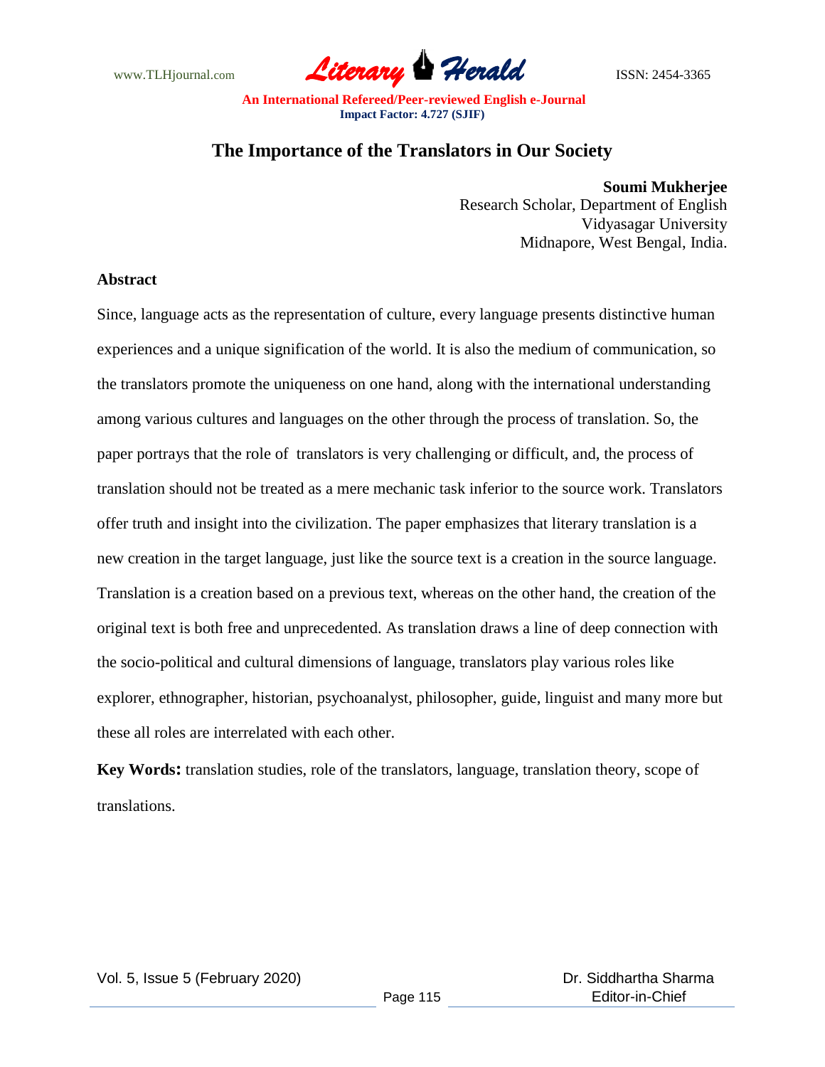# The Importance of the Translators in Our Society

**Soumi Mukherjee**
Research Scholar, Department of English
Vidyasagar University
Midnapore, West Bengal, India.

## Abstract

Since, language acts as the representation of culture, every language presents distinctive human experiences and a unique signification of the world. It is also the medium of communication, so the translators promote the uniqueness on one hand, along with the international understanding among various cultures and languages on the other through the process of translation. So, the paper portrays that the role of translators is very challenging or difficult, and, the process of translation should not be treated as a mere mechanic task inferior to the source work. Translators offer truth and insight into the civilization. The paper emphasizes that literary translation is a new creation in the target language, just like the source text is a creation in the source language. Translation is a creation based on a previous text, whereas on the other hand, the creation of the original text is both free and unprecedented. As translation draws a line of deep connection with the socio-political and cultural dimensions of language, translators play various roles like explorer, ethnographer, historian, psychoanalyst, philosopher, guide, linguist and many more but these all roles are interrelated with each other.

**Key Words:** translation studies, role of the translators, language, translation theory, scope of translations.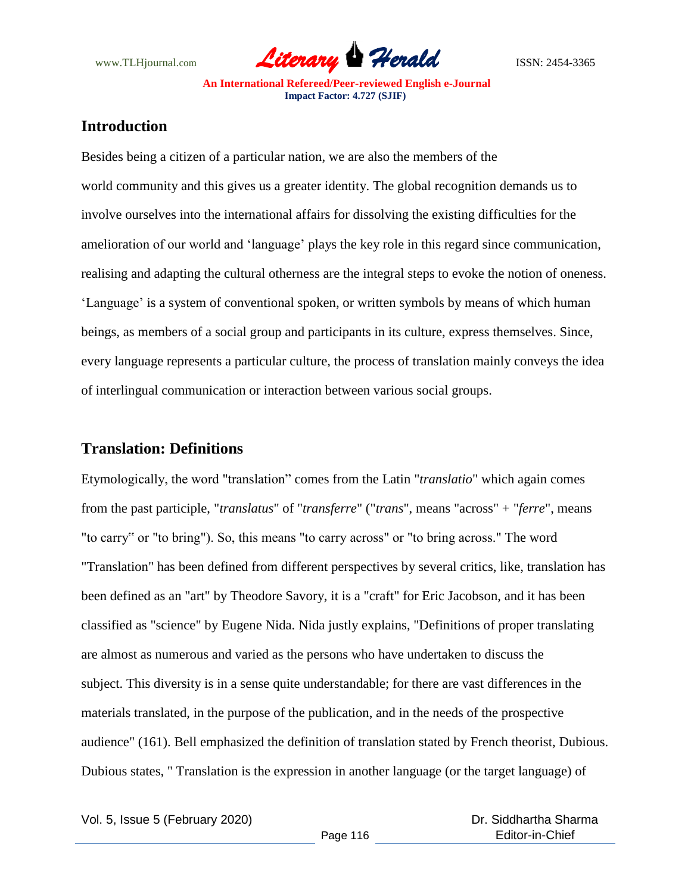## Introduction

Besides being a citizen of a particular nation, we are also the members of the world community and this gives us a greater identity. The global recognition demands us to involve ourselves into the international affairs for dissolving the existing difficulties for the amelioration of our world and 'language' plays the key role in this regard since communication, realising and adapting the cultural otherness are the integral steps to evoke the notion of oneness. 'Language' is a system of conventional spoken, or written symbols by means of which human beings, as members of a social group and participants in its culture, express themselves. Since, every language represents a particular culture, the process of translation mainly conveys the idea of interlingual communication or interaction between various social groups.

## Translation: Definitions

Etymologically, the word "translation" comes from the Latin "*translatio*" which again comes from the past participle, "*translatus*" of "*transferre*" ("*trans*", means "across" + "*ferre*", means "to carry" or "to bring"). So, this means "to carry across" or "to bring across." The word "Translation" has been defined from different perspectives by several critics, like, translation has been defined as an "art" by Theodore Savory, it is a "craft" for Eric Jacobson, and it has been classified as "science" by Eugene Nida. Nida justly explains, "Definitions of proper translating are almost as numerous and varied as the persons who have undertaken to discuss the subject. This diversity is in a sense quite understandable; for there are vast differences in the materials translated, in the purpose of the publication, and in the needs of the prospective audience" (161). Bell emphasized the definition of translation stated by French theorist, Dubious. Dubious states, " Translation is the expression in another language (or the target language) of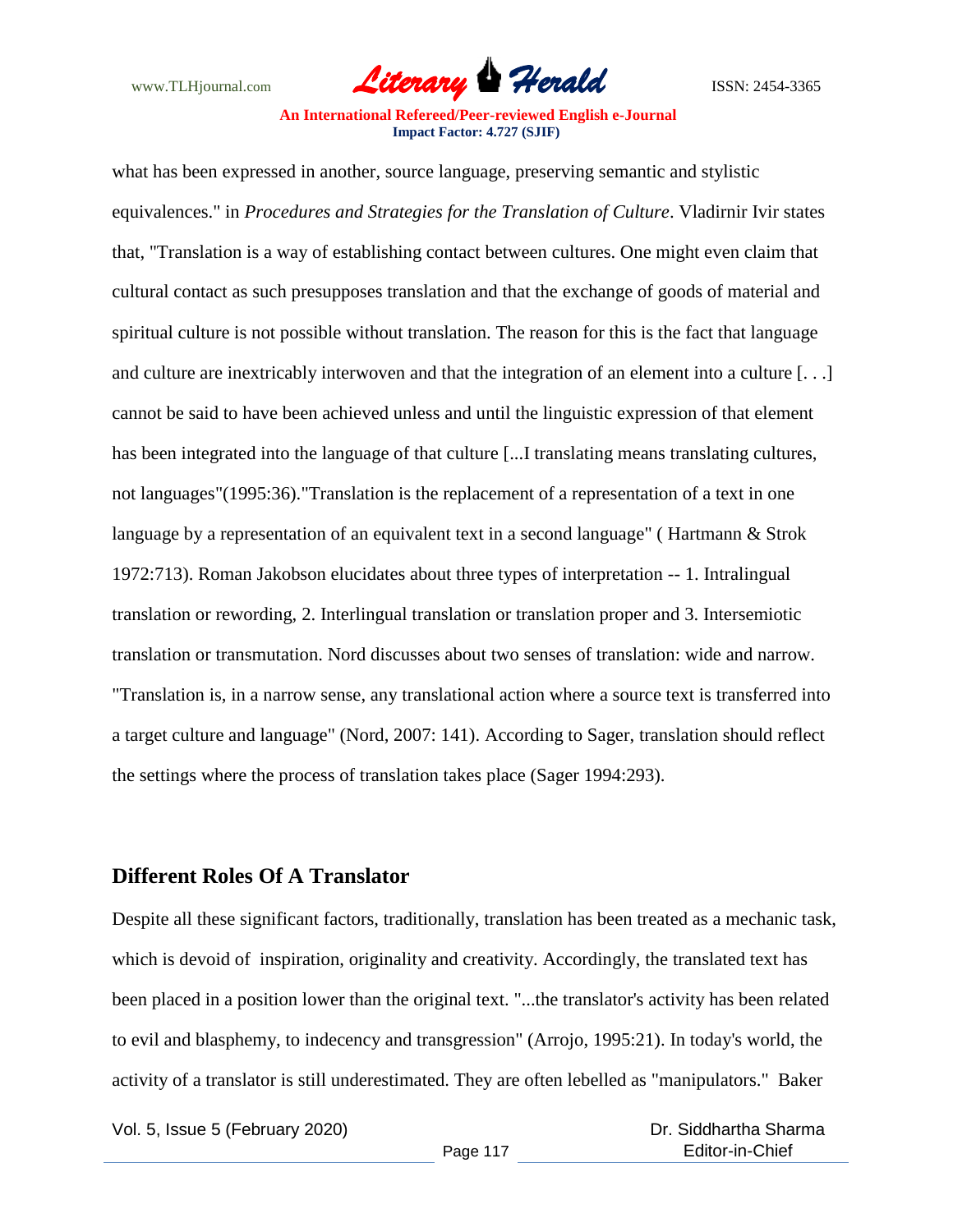what has been expressed in another, source language, preserving semantic and stylistic equivalences." in *Procedures and Strategies for the Translation of Culture*. Vladirnir Ivir states that, "Translation is a way of establishing contact between cultures. One might even claim that cultural contact as such presupposes translation and that the exchange of goods of material and spiritual culture is not possible without translation. The reason for this is the fact that language and culture are inextricably interwoven and that the integration of an element into a culture [. . .] cannot be said to have been achieved unless and until the linguistic expression of that element has been integrated into the language of that culture [...I translating means translating cultures, not languages"(1995:36)."Translation is the replacement of a representation of a text in one language by a representation of an equivalent text in a second language" ( Hartmann & Strok 1972:713). Roman Jakobson elucidates about three types of interpretation -- 1. Intralingual translation or rewording, 2. Interlingual translation or translation proper and 3. Intersemiotic translation or transmutation. Nord discusses about two senses of translation: wide and narrow. "Translation is, in a narrow sense, any translational action where a source text is transferred into a target culture and language" (Nord, 2007: 141). According to Sager, translation should reflect the settings where the process of translation takes place (Sager 1994:293).

## Different Roles Of A Translator

Despite all these significant factors, traditionally, translation has been treated as a mechanic task, which is devoid of inspiration, originality and creativity. Accordingly, the translated text has been placed in a position lower than the original text. "...the translator's activity has been related to evil and blasphemy, to indecency and transgression" (Arrojo, 1995:21). In today's world, the activity of a translator is still underestimated. They are often lebelled as "manipulators." Baker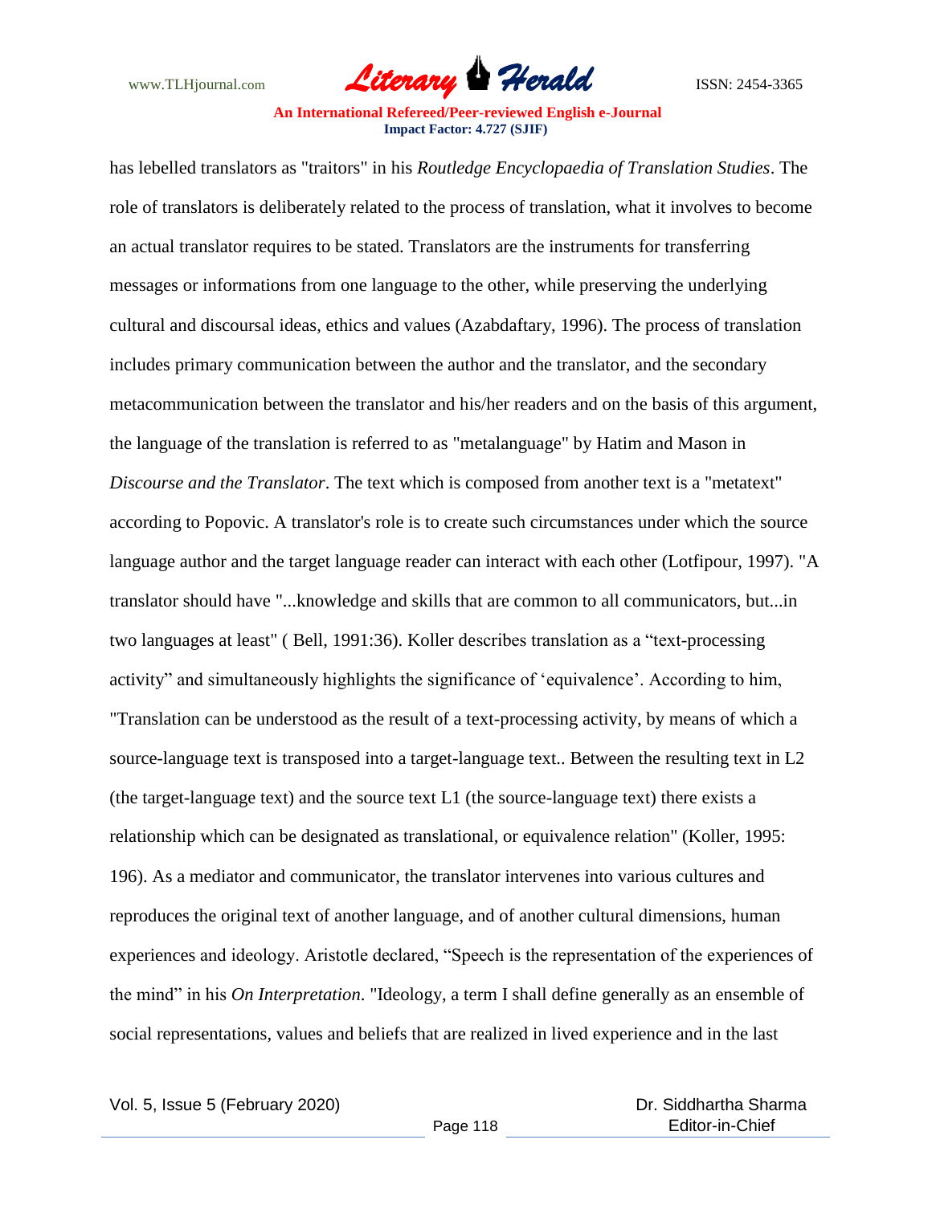has lebelled translators as "traitors" in his *Routledge Encyclopaedia of Translation Studies*. The role of translators is deliberately related to the process of translation, what it involves to become an actual translator requires to be stated. Translators are the instruments for transferring messages or informations from one language to the other, while preserving the underlying cultural and discoursal ideas, ethics and values (Azabdaftary, 1996). The process of translation includes primary communication between the author and the translator, and the secondary metacommunication between the translator and his/her readers and on the basis of this argument, the language of the translation is referred to as "metalanguage" by Hatim and Mason in *Discourse and the Translator*. The text which is composed from another text is a "metatext" according to Popovic. A translator's role is to create such circumstances under which the source language author and the target language reader can interact with each other (Lotfipour, 1997). "A translator should have "...knowledge and skills that are common to all communicators, but...in two languages at least" ( Bell, 1991:36). Koller describes translation as a "text-processing activity" and simultaneously highlights the significance of 'equivalence'. According to him, "Translation can be understood as the result of a text-processing activity, by means of which a source-language text is transposed into a target-language text.. Between the resulting text in L2 (the target-language text) and the source text L1 (the source-language text) there exists a relationship which can be designated as translational, or equivalence relation" (Koller, 1995: 196). As a mediator and communicator, the translator intervenes into various cultures and reproduces the original text of another language, and of another cultural dimensions, human experiences and ideology. Aristotle declared, "Speech is the representation of the experiences of the mind" in his *On Interpretation.* "Ideology, a term I shall define generally as an ensemble of social representations, values and beliefs that are realized in lived experience and in the last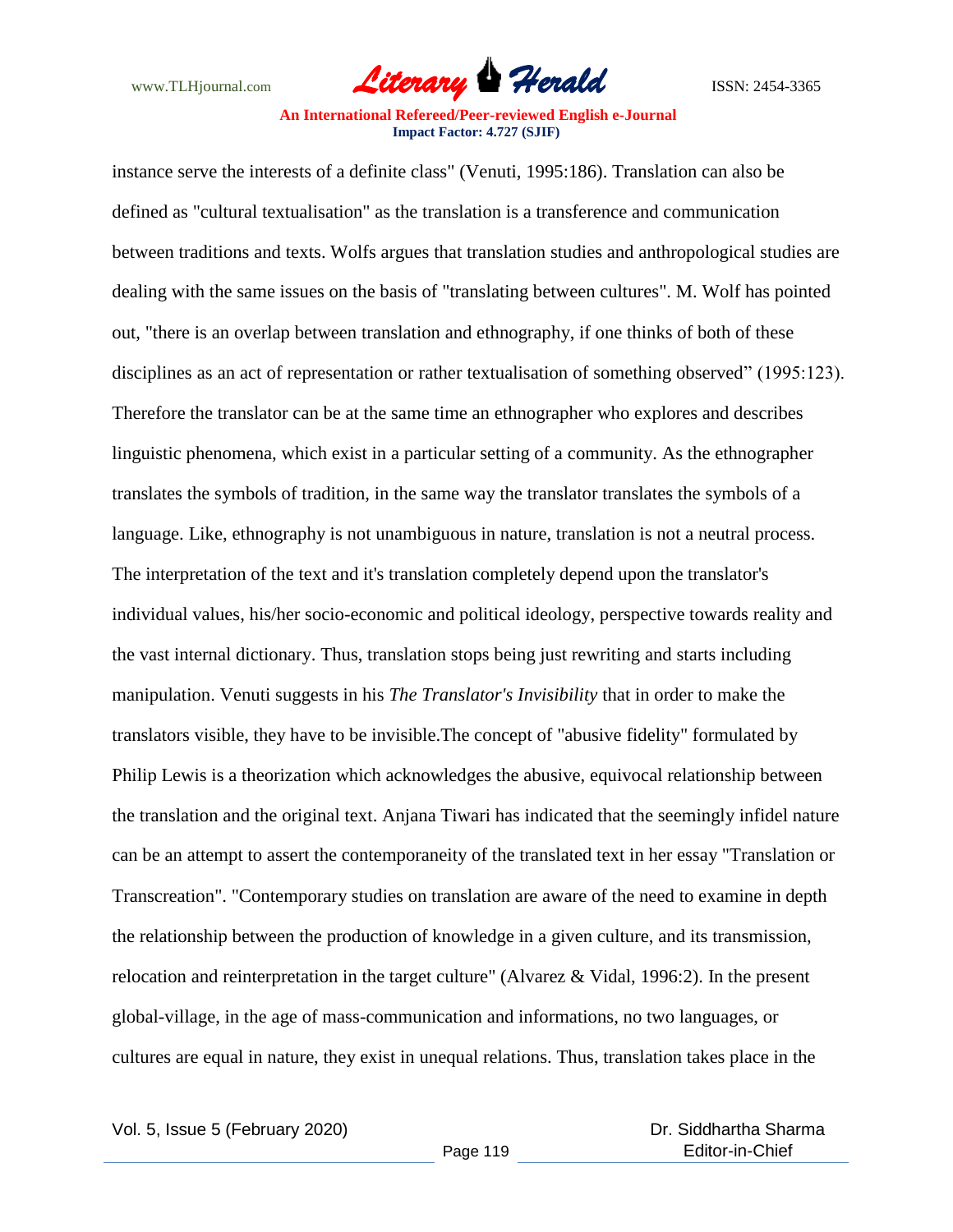instance serve the interests of a definite class" (Venuti, 1995:186). Translation can also be defined as "cultural textualisation" as the translation is a transference and communication between traditions and texts. Wolfs argues that translation studies and anthropological studies are dealing with the same issues on the basis of "translating between cultures". M. Wolf has pointed out, "there is an overlap between translation and ethnography, if one thinks of both of these disciplines as an act of representation or rather textualisation of something observed" (1995:123). Therefore the translator can be at the same time an ethnographer who explores and describes linguistic phenomena, which exist in a particular setting of a community. As the ethnographer translates the symbols of tradition, in the same way the translator translates the symbols of a language. Like, ethnography is not unambiguous in nature, translation is not a neutral process. The interpretation of the text and it's translation completely depend upon the translator's individual values, his/her socio-economic and political ideology, perspective towards reality and the vast internal dictionary. Thus, translation stops being just rewriting and starts including manipulation. Venuti suggests in his *The Translator's Invisibility* that in order to make the translators visible, they have to be invisible.The concept of "abusive fidelity" formulated by Philip Lewis is a theorization which acknowledges the abusive, equivocal relationship between the translation and the original text. Anjana Tiwari has indicated that the seemingly infidel nature can be an attempt to assert the contemporaneity of the translated text in her essay "Translation or Transcreation". "Contemporary studies on translation are aware of the need to examine in depth the relationship between the production of knowledge in a given culture, and its transmission, relocation and reinterpretation in the target culture" (Alvarez & Vidal, 1996:2). In the present global-village, in the age of mass-communication and informations, no two languages, or cultures are equal in nature, they exist in unequal relations. Thus, translation takes place in the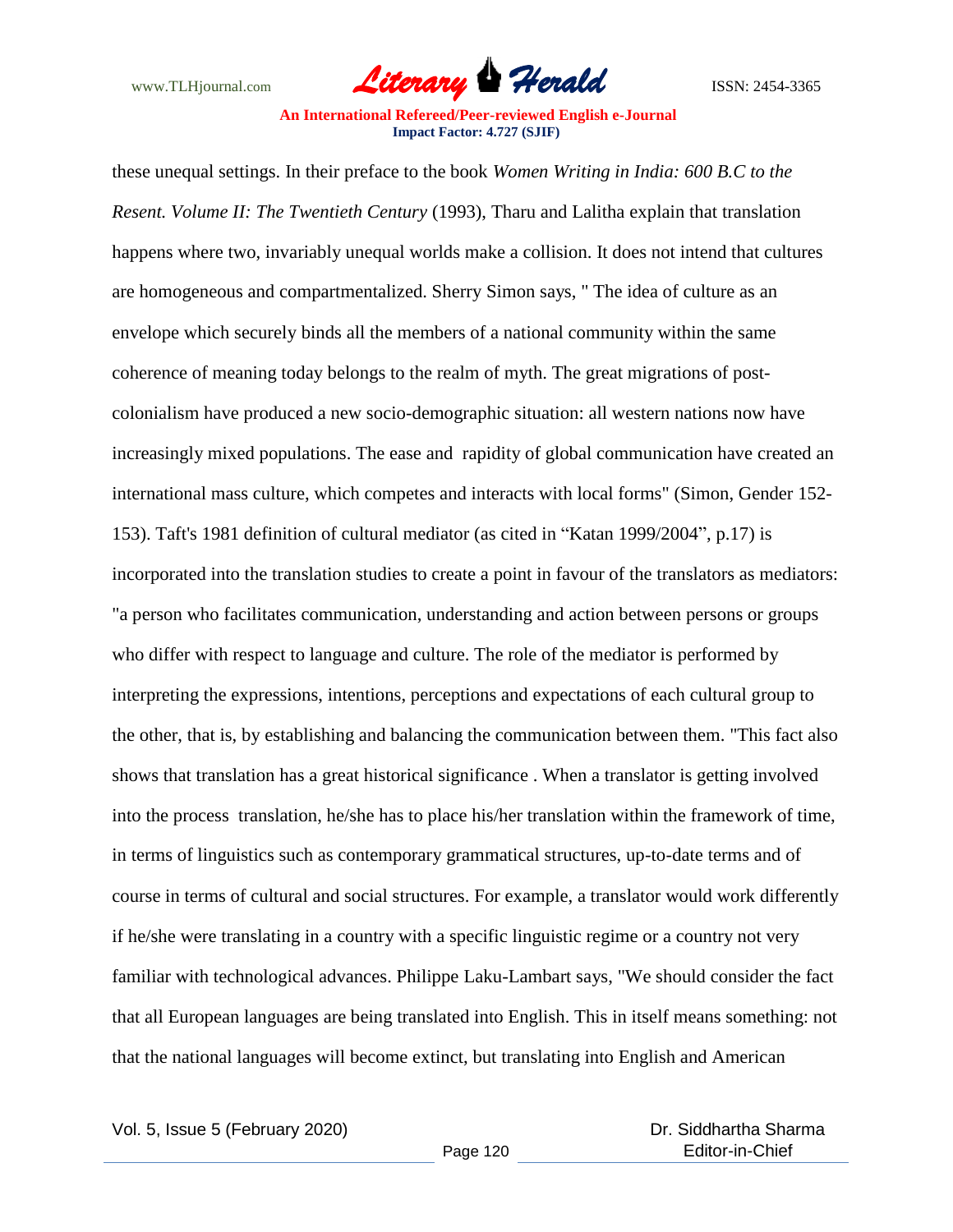these unequal settings. In their preface to the book *Women Writing in India: 600 B.C to the Resent. Volume II: The Twentieth Century* (1993), Tharu and Lalitha explain that translation happens where two, invariably unequal worlds make a collision. It does not intend that cultures are homogeneous and compartmentalized. Sherry Simon says, " The idea of culture as an envelope which securely binds all the members of a national community within the same coherence of meaning today belongs to the realm of myth. The great migrations of post-colonialism have produced a new socio-demographic situation: all western nations now have increasingly mixed populations. The ease and rapidity of global communication have created an international mass culture, which competes and interacts with local forms" (Simon, Gender 152-153). Taft's 1981 definition of cultural mediator (as cited in "Katan 1999/2004", p.17) is incorporated into the translation studies to create a point in favour of the translators as mediators: "a person who facilitates communication, understanding and action between persons or groups who differ with respect to language and culture. The role of the mediator is performed by interpreting the expressions, intentions, perceptions and expectations of each cultural group to the other, that is, by establishing and balancing the communication between them. "This fact also shows that translation has a great historical significance . When a translator is getting involved into the process translation, he/she has to place his/her translation within the framework of time, in terms of linguistics such as contemporary grammatical structures, up-to-date terms and of course in terms of cultural and social structures. For example, a translator would work differently if he/she were translating in a country with a specific linguistic regime or a country not very familiar with technological advances. Philippe Laku-Lambart says, "We should consider the fact that all European languages are being translated into English. This in itself means something: not that the national languages will become extinct, but translating into English and American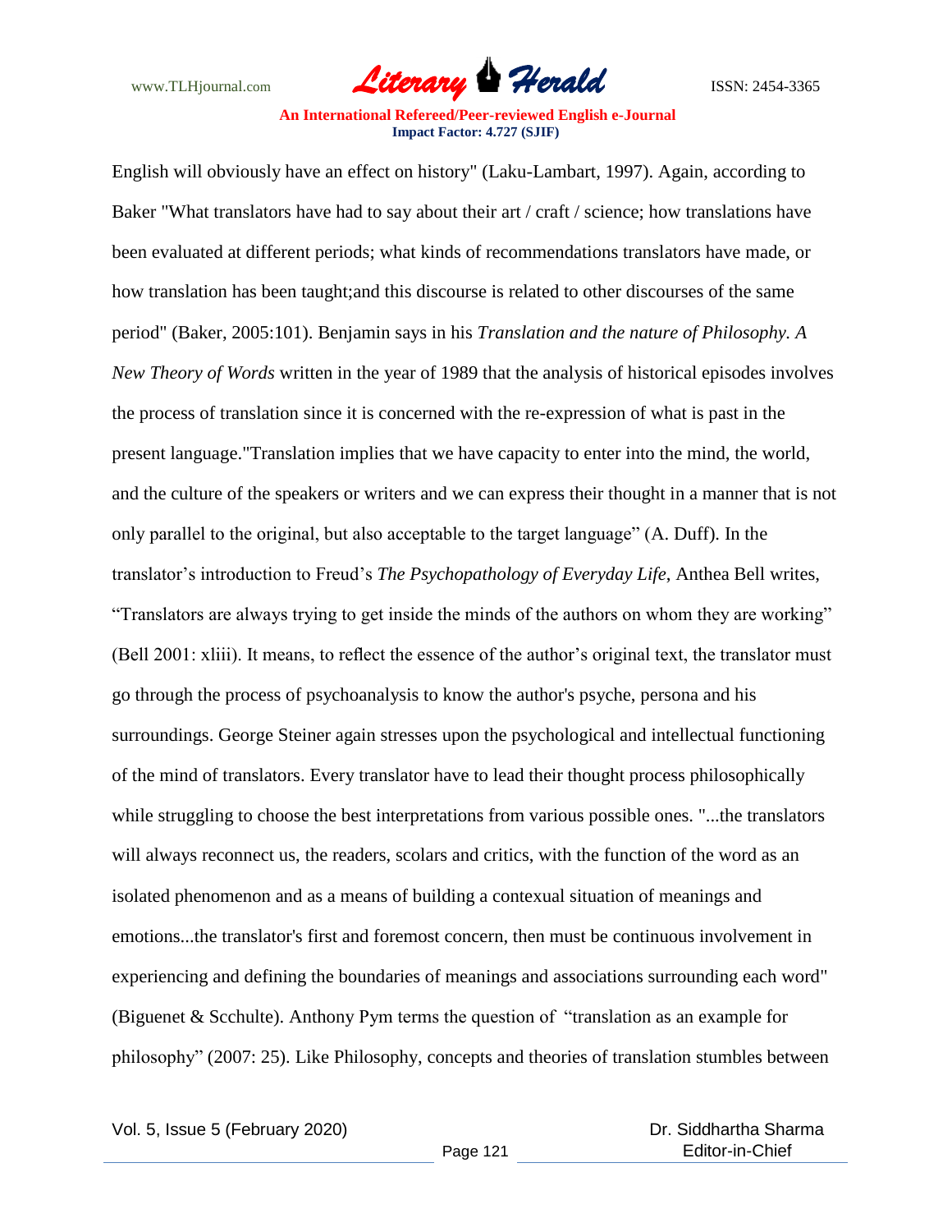English will obviously have an effect on history" (Laku-Lambart, 1997). Again, according to Baker "What translators have had to say about their art / craft / science; how translations have been evaluated at different periods; what kinds of recommendations translators have made, or how translation has been taught;and this discourse is related to other discourses of the same period" (Baker, 2005:101). Benjamin says in his *Translation and the nature of Philosophy. A New Theory of Words* written in the year of 1989 that the analysis of historical episodes involves the process of translation since it is concerned with the re-expression of what is past in the present language."Translation implies that we have capacity to enter into the mind, the world, and the culture of the speakers or writers and we can express their thought in a manner that is not only parallel to the original, but also acceptable to the target language" (A. Duff). In the translator's introduction to Freud's *The Psychopathology of Everyday Life*, Anthea Bell writes, "Translators are always trying to get inside the minds of the authors on whom they are working" (Bell 2001: xliii). It means, to reflect the essence of the author's original text, the translator must go through the process of psychoanalysis to know the author's psyche, persona and his surroundings. George Steiner again stresses upon the psychological and intellectual functioning of the mind of translators. Every translator have to lead their thought process philosophically while struggling to choose the best interpretations from various possible ones. "...the translators will always reconnect us, the readers, scolars and critics, with the function of the word as an isolated phenomenon and as a means of building a contexual situation of meanings and emotions...the translator's first and foremost concern, then must be continuous involvement in experiencing and defining the boundaries of meanings and associations surrounding each word" (Biguenet & Scchulte). Anthony Pym terms the question of "translation as an example for philosophy" (2007: 25). Like Philosophy, concepts and theories of translation stumbles between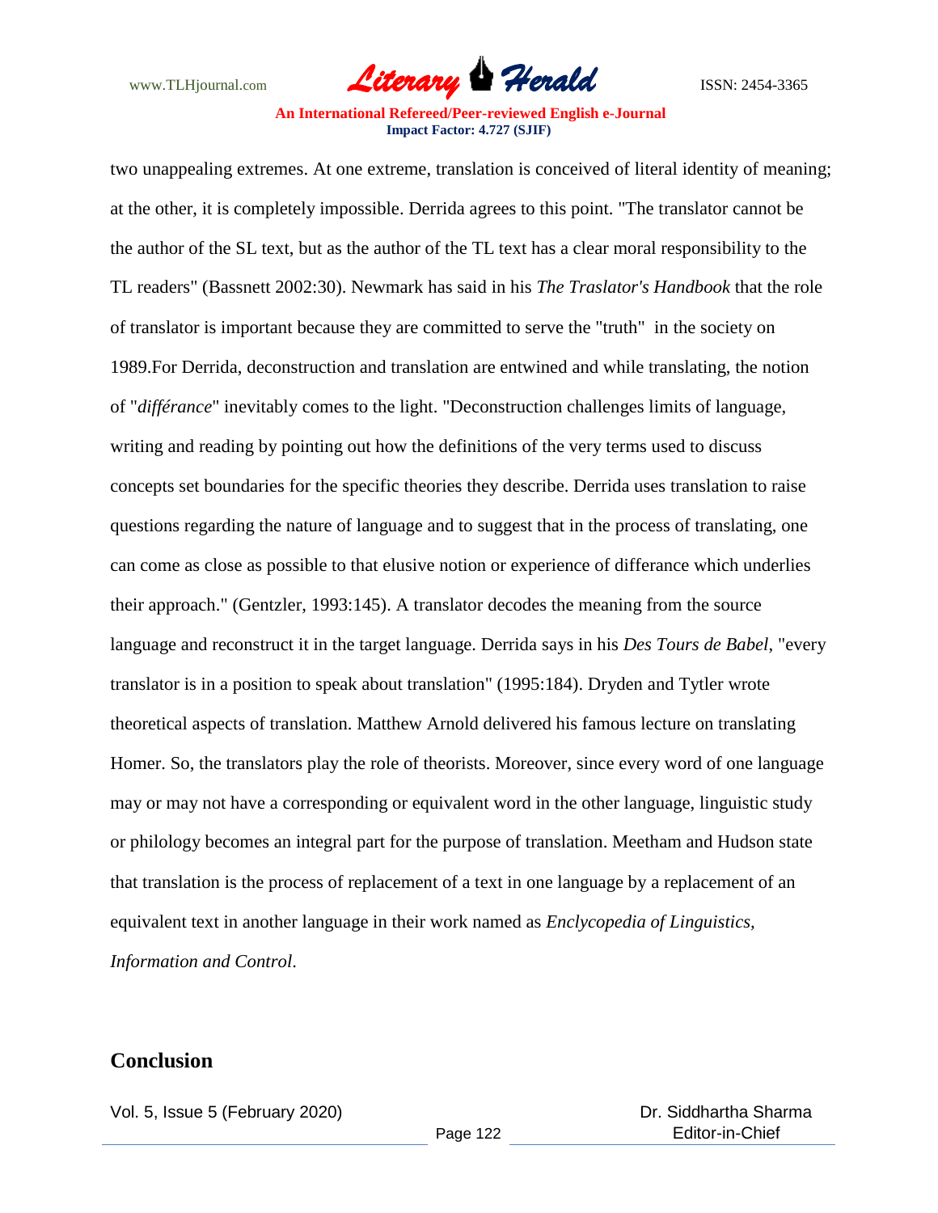two unappealing extremes. At one extreme, translation is conceived of literal identity of meaning; at the other, it is completely impossible. Derrida agrees to this point. "The translator cannot be the author of the SL text, but as the author of the TL text has a clear moral responsibility to the TL readers" (Bassnett 2002:30). Newmark has said in his *The Traslator's Handbook* that the role of translator is important because they are committed to serve the "truth" in the society on 1989.For Derrida, deconstruction and translation are entwined and while translating, the notion of "*différance*" inevitably comes to the light. "Deconstruction challenges limits of language, writing and reading by pointing out how the definitions of the very terms used to discuss concepts set boundaries for the specific theories they describe. Derrida uses translation to raise questions regarding the nature of language and to suggest that in the process of translating, one can come as close as possible to that elusive notion or experience of differance which underlies their approach." (Gentzler, 1993:145). A translator decodes the meaning from the source language and reconstruct it in the target language. Derrida says in his *Des Tours de Babel*, "every translator is in a position to speak about translation" (1995:184). Dryden and Tytler wrote theoretical aspects of translation. Matthew Arnold delivered his famous lecture on translating Homer. So, the translators play the role of theorists. Moreover, since every word of one language may or may not have a corresponding or equivalent word in the other language, linguistic study or philology becomes an integral part for the purpose of translation. Meetham and Hudson state that translation is the process of replacement of a text in one language by a replacement of an equivalent text in another language in their work named as *Enclycopedia of Linguistics, Information and Control*.

## Conclusion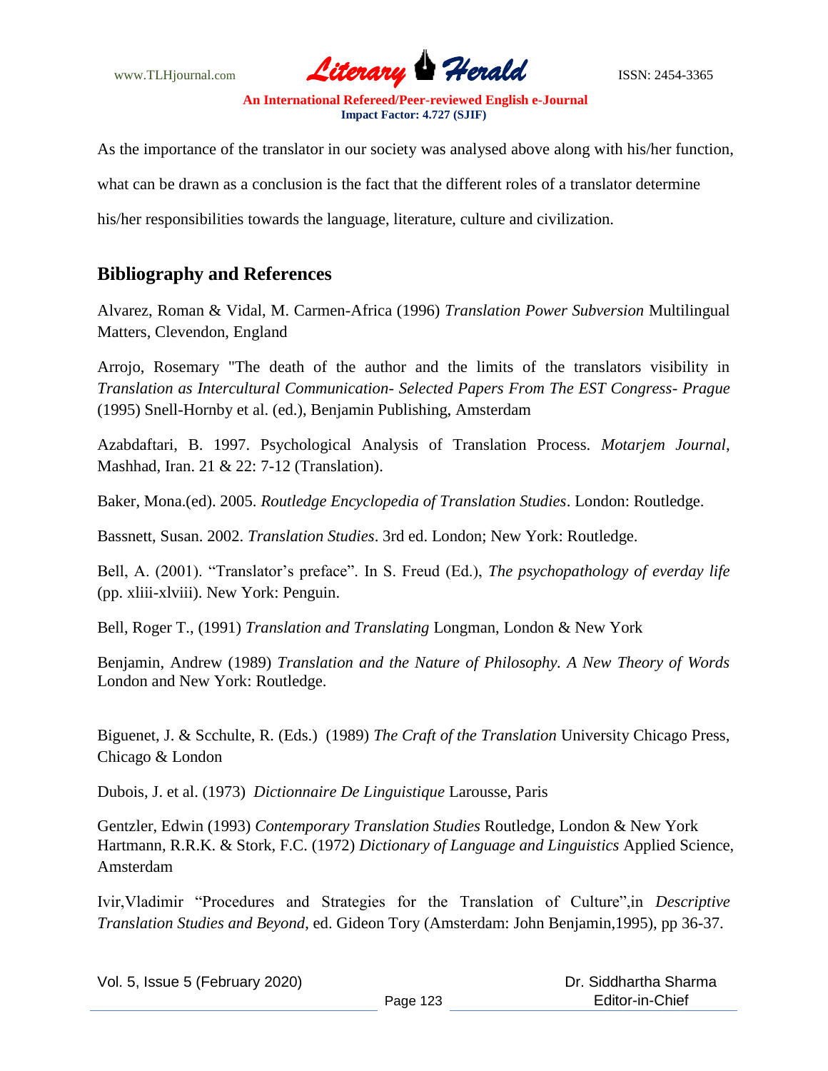As the importance of the translator in our society was analysed above along with his/her function, what can be drawn as a conclusion is the fact that the different roles of a translator determine his/her responsibilities towards the language, literature, culture and civilization.

## Bibliography and References

Alvarez, Roman & Vidal, M. Carmen-Africa (1996) *Translation Power Subversion* Multilingual Matters, Clevendon, England

Arrojo, Rosemary "The death of the author and the limits of the translators visibility in *Translation as Intercultural Communication- Selected Papers From The EST Congress- Prague* (1995) Snell-Hornby et al. (ed.), Benjamin Publishing, Amsterdam

Azabdaftari, B. 1997. Psychological Analysis of Translation Process. *Motarjem Journal*, Mashhad, Iran. 21 & 22: 7-12 (Translation).

Baker, Mona.(ed). 2005. *Routledge Encyclopedia of Translation Studies*. London: Routledge.

Bassnett, Susan. 2002. *Translation Studies*. 3rd ed. London; New York: Routledge.

Bell, A. (2001). "Translator's preface". In S. Freud (Ed.), *The psychopathology of everday life* (pp. xliii-xlviii). New York: Penguin.

Bell, Roger T., (1991) *Translation and Translating* Longman, London & New York

Benjamin, Andrew (1989) *Translation and the Nature of Philosophy. A New Theory of Words* London and New York: Routledge.

Biguenet, J. & Scchulte, R. (Eds.) (1989) *The Craft of the Translation* University Chicago Press, Chicago & London

Dubois, J. et al. (1973) *Dictionnaire De Linguistique* Larousse, Paris

Gentzler, Edwin (1993) *Contemporary Translation Studies* Routledge, London & New York

Hartmann, R.R.K. & Stork, F.C. (1972) *Dictionary of Language and Linguistics* Applied Science, Amsterdam

Ivir,Vladimir "Procedures and Strategies for the Translation of Culture",in *Descriptive Translation Studies and Beyond*, ed. Gideon Tory (Amsterdam: John Benjamin,1995), pp 36-37.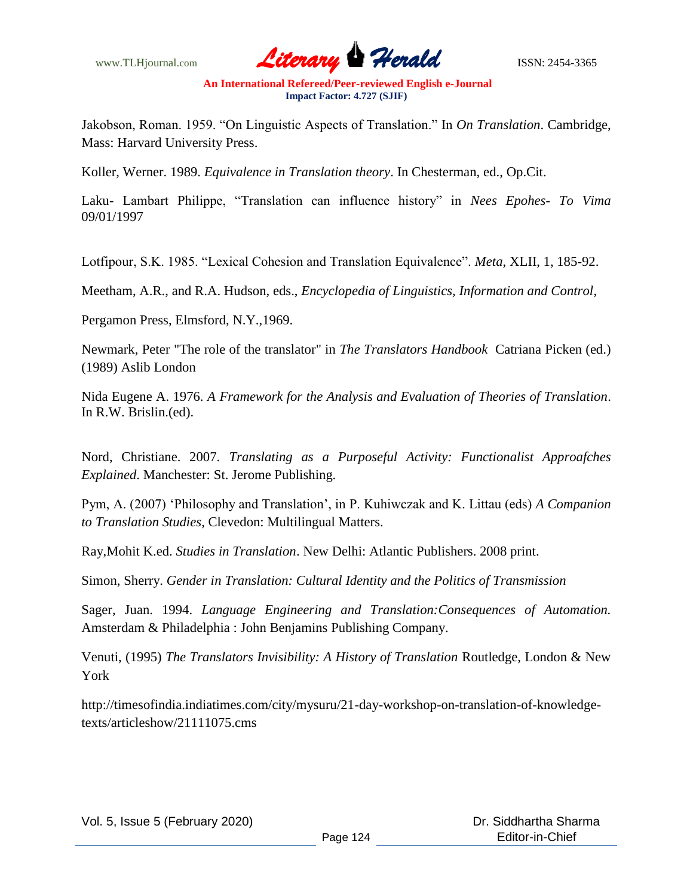Jakobson, Roman. 1959. “On Linguistic Aspects of Translation.” In *On Translation*. Cambridge, Mass: Harvard University Press.

Koller, Werner. 1989. *Equivalence in Translation theory*. In Chesterman, ed., Op.Cit.

Laku- Lambart Philippe, “Translation can influence history” in *Nees Epohes- To Vima* 09/01/1997

Lotfipour, S.K. 1985. “Lexical Cohesion and Translation Equivalence”. *Meta*, XLII, 1, 185-92.

Meetham, A.R., and R.A. Hudson, eds., *Encyclopedia of Linguistics, Information and Control*,

Pergamon Press, Elmsford, N.Y.,1969.

Newmark, Peter "The role of the translator" in *The Translators Handbook* Catriana Picken (ed.) (1989) Aslib London

Nida Eugene A. 1976. *A Framework for the Analysis and Evaluation of Theories of Translation*. In R.W. Brislin.(ed).

Nord, Christiane. 2007. *Translating as a Purposeful Activity: Functionalist Approafches Explained*. Manchester: St. Jerome Publishing.

Pym, A. (2007) ‘Philosophy and Translation’, in P. Kuhiwczak and K. Littau (eds) *A Companion to Translation Studies*, Clevedon: Multilingual Matters.

Ray,Mohit K.ed. *Studies in Translation*. New Delhi: Atlantic Publishers. 2008 print.

Simon, Sherry. *Gender in Translation: Cultural Identity and the Politics of Transmission*

Sager, Juan. 1994. *Language Engineering and Translation:Consequences of Automation.* Amsterdam & Philadelphia : John Benjamins Publishing Company.

Venuti, (1995) *The Translators Invisibility: A History of Translation* Routledge, London & New York

http://timesofindia.indiatimes.com/city/mysuru/21-day-workshop-on-translation-of-knowledge-texts/articleshow/21111075.cms